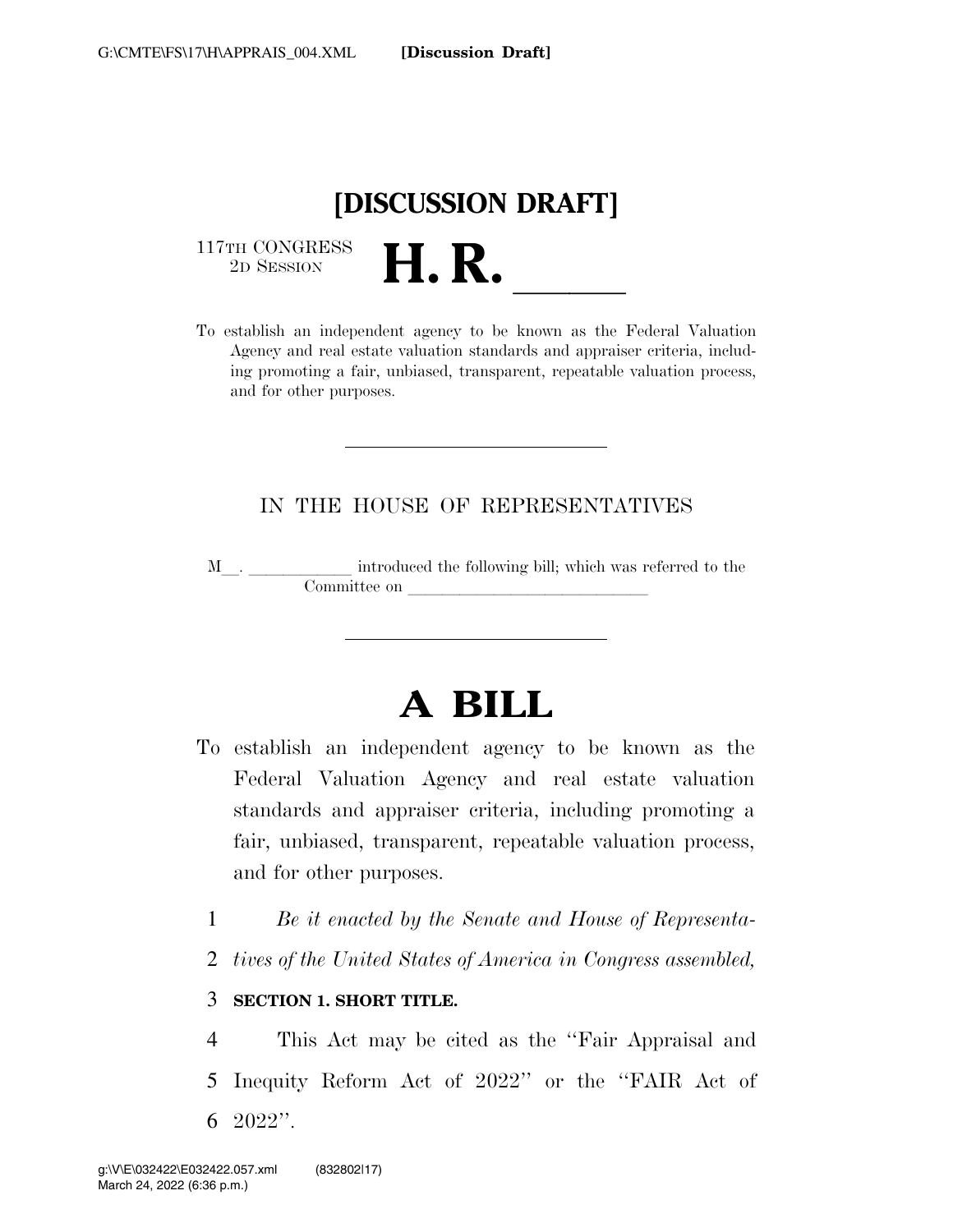[DISCUSSION DRAFT]

117TH CONGRESS
2D SESSION

# H. R. ______

To establish an independent agency to be known as the Federal Valuation Agency and real estate valuation standards and appraiser criteria, including promoting a fair, unbiased, transparent, repeatable valuation process, and for other purposes.

IN THE HOUSE OF REPRESENTATIVES

M__. ____________ introduced the following bill; which was referred to the Committee on ____________________________

# A BILL

To establish an independent agency to be known as the Federal Valuation Agency and real estate valuation standards and appraiser criteria, including promoting a fair, unbiased, transparent, repeatable valuation process, and for other purposes.

*Be it enacted by the Senate and House of Representatives of the United States of America in Congress assembled,*

**SECTION 1. SHORT TITLE.**

This Act may be cited as the ''Fair Appraisal and Inequity Reform Act of 2022'' or the ''FAIR Act of 2022''.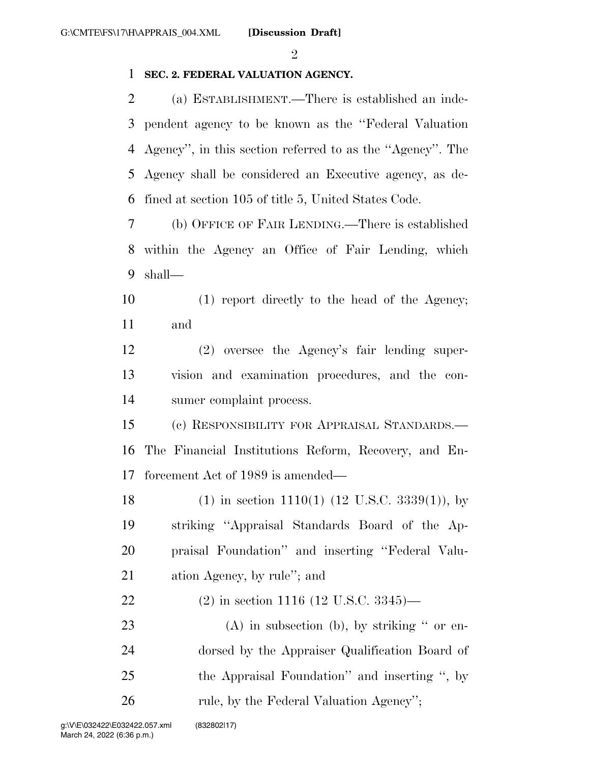**SEC. 2. FEDERAL VALUATION AGENCY.**

(a) ESTABLISHMENT.—There is established an independent agency to be known as the ''Federal Valuation Agency'', in this section referred to as the ''Agency''. The Agency shall be considered an Executive agency, as defined at section 105 of title 5, United States Code.

(b) OFFICE OF FAIR LENDING.—There is established within the Agency an Office of Fair Lending, which shall—

(1) report directly to the head of the Agency; and

(2) oversee the Agency's fair lending supervision and examination procedures, and the consumer complaint process.

(c) RESPONSIBILITY FOR APPRAISAL STANDARDS.—The Financial Institutions Reform, Recovery, and Enforcement Act of 1989 is amended—

(1) in section 1110(1) (12 U.S.C. 3339(1)), by striking ''Appraisal Standards Board of the Appraisal Foundation'' and inserting ''Federal Valuation Agency, by rule''; and

(2) in section 1116 (12 U.S.C. 3345)—

(A) in subsection (b), by striking '' or endorsed by the Appraiser Qualification Board of the Appraisal Foundation'' and inserting '', by rule, by the Federal Valuation Agency'';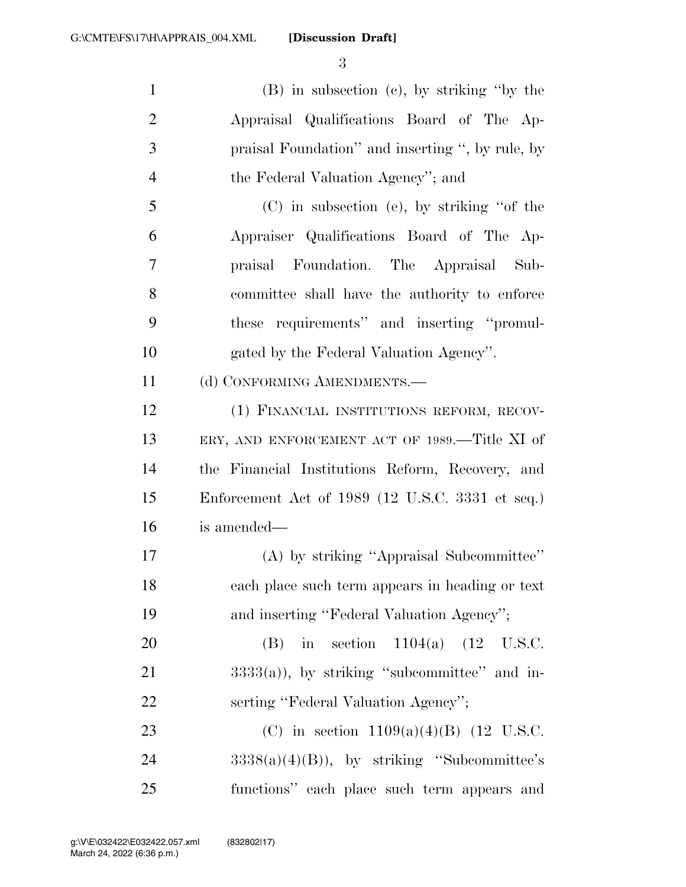(B) in subsection (c), by striking "by the Appraisal Qualifications Board of The Appraisal Foundation" and inserting ", by rule, by the Federal Valuation Agency"; and

(C) in subsection (e), by striking "of the Appraiser Qualifications Board of The Appraisal Foundation. The Appraisal Subcommittee shall have the authority to enforce these requirements" and inserting "promulgated by the Federal Valuation Agency".

(d) CONFORMING AMENDMENTS.—

(1) FINANCIAL INSTITUTIONS REFORM, RECOVERY, AND ENFORCEMENT ACT OF 1989.—Title XI of the Financial Institutions Reform, Recovery, and Enforcement Act of 1989 (12 U.S.C. 3331 et seq.) is amended—

(A) by striking "Appraisal Subcommittee" each place such term appears in heading or text and inserting "Federal Valuation Agency";

(B) in section 1104(a) (12 U.S.C. 3333(a)), by striking "subcommittee" and inserting "Federal Valuation Agency";

(C) in section 1109(a)(4)(B) (12 U.S.C. 3338(a)(4)(B)), by striking "Subcommittee's functions" each place such term appears and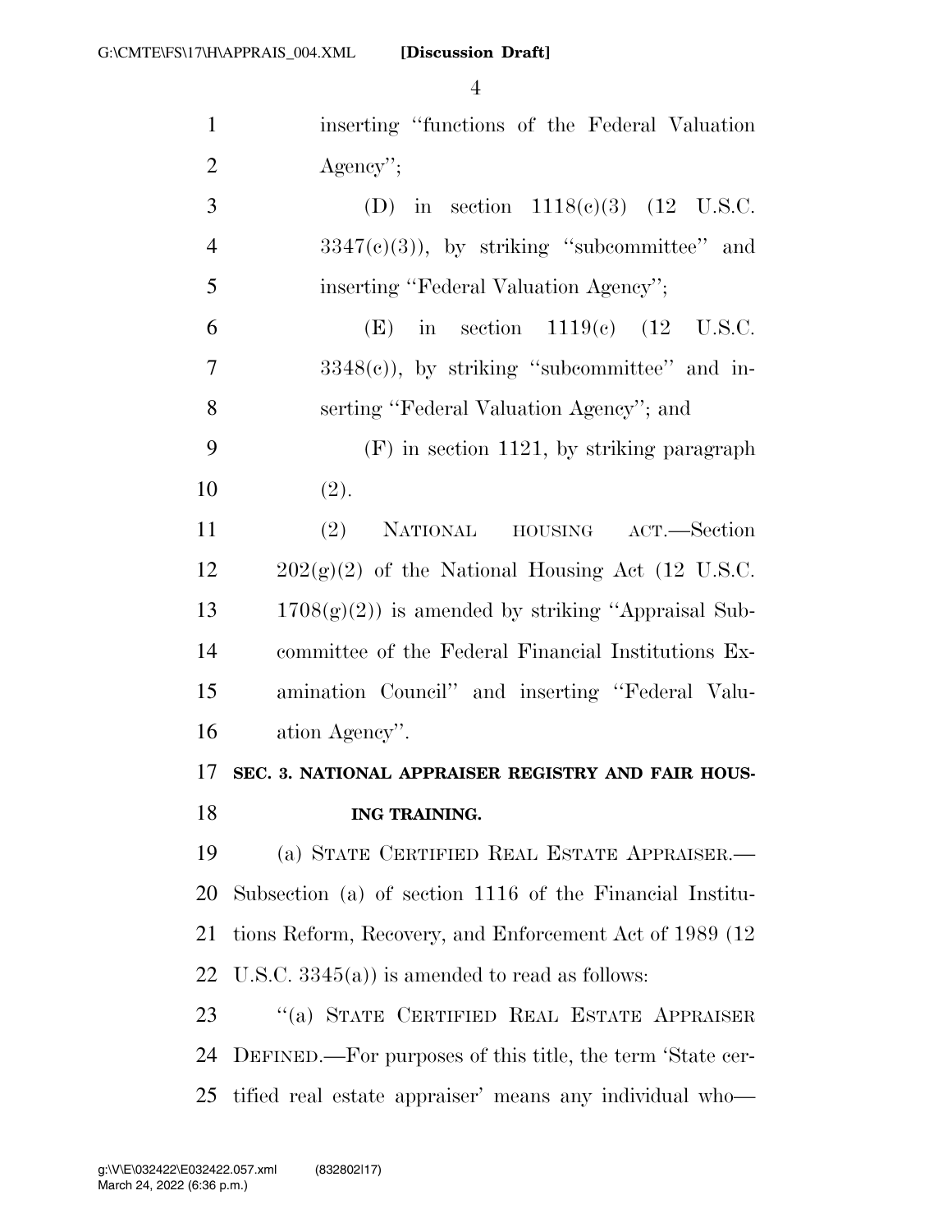inserting "functions of the Federal Valuation Agency";

(D) in section 1118(c)(3) (12 U.S.C. 3347(c)(3)), by striking "subcommittee" and inserting "Federal Valuation Agency";

(E) in section 1119(c) (12 U.S.C. 3348(c)), by striking "subcommittee" and inserting "Federal Valuation Agency"; and

(F) in section 1121, by striking paragraph (2).

(2) NATIONAL HOUSING ACT.—Section 202(g)(2) of the National Housing Act (12 U.S.C. 1708(g)(2)) is amended by striking "Appraisal Subcommittee of the Federal Financial Institutions Examination Council" and inserting "Federal Valuation Agency".

## SEC. 3. NATIONAL APPRAISER REGISTRY AND FAIR HOUSING TRAINING.

(a) STATE CERTIFIED REAL ESTATE APPRAISER.—Subsection (a) of section 1116 of the Financial Institutions Reform, Recovery, and Enforcement Act of 1989 (12 U.S.C. 3345(a)) is amended to read as follows:

"(a) STATE CERTIFIED REAL ESTATE APPRAISER DEFINED.—For purposes of this title, the term 'State certified real estate appraiser' means any individual who—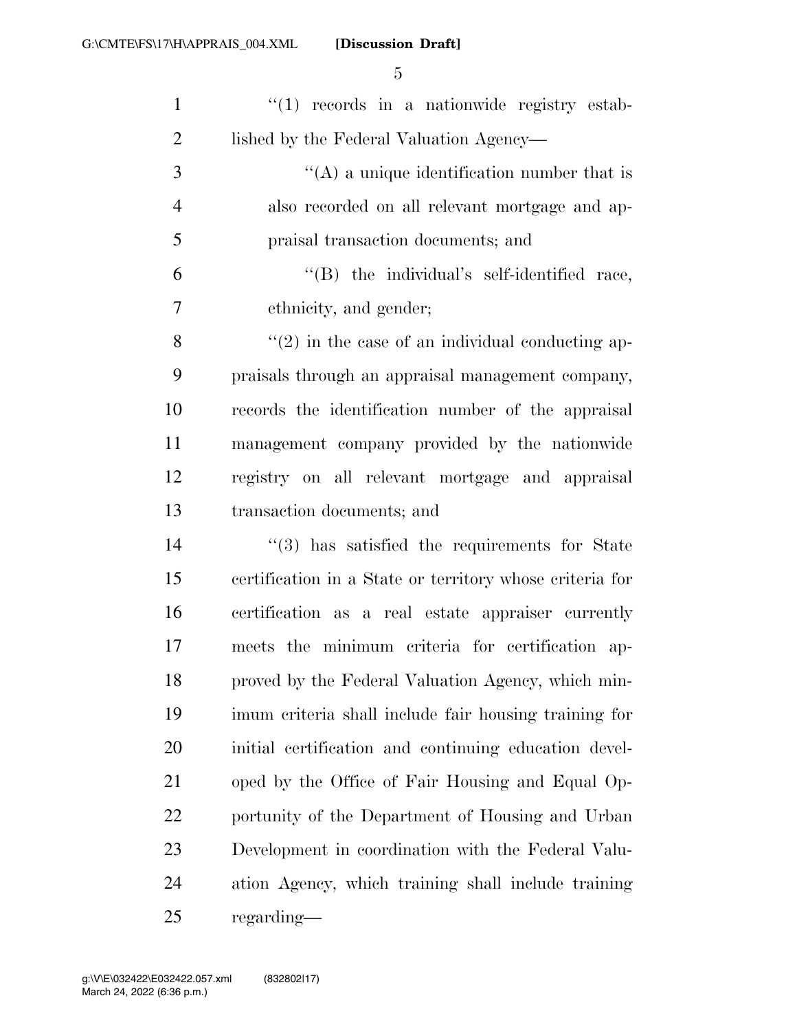''(1) records in a nationwide registry established by the Federal Valuation Agency—

''(A) a unique identification number that is also recorded on all relevant mortgage and appraisal transaction documents; and

''(B) the individual's self-identified race, ethnicity, and gender;

''(2) in the case of an individual conducting appraisals through an appraisal management company, records the identification number of the appraisal management company provided by the nationwide registry on all relevant mortgage and appraisal transaction documents; and

''(3) has satisfied the requirements for State certification in a State or territory whose criteria for certification as a real estate appraiser currently meets the minimum criteria for certification approved by the Federal Valuation Agency, which minimum criteria shall include fair housing training for initial certification and continuing education developed by the Office of Fair Housing and Equal Opportunity of the Department of Housing and Urban Development in coordination with the Federal Valuation Agency, which training shall include training regarding—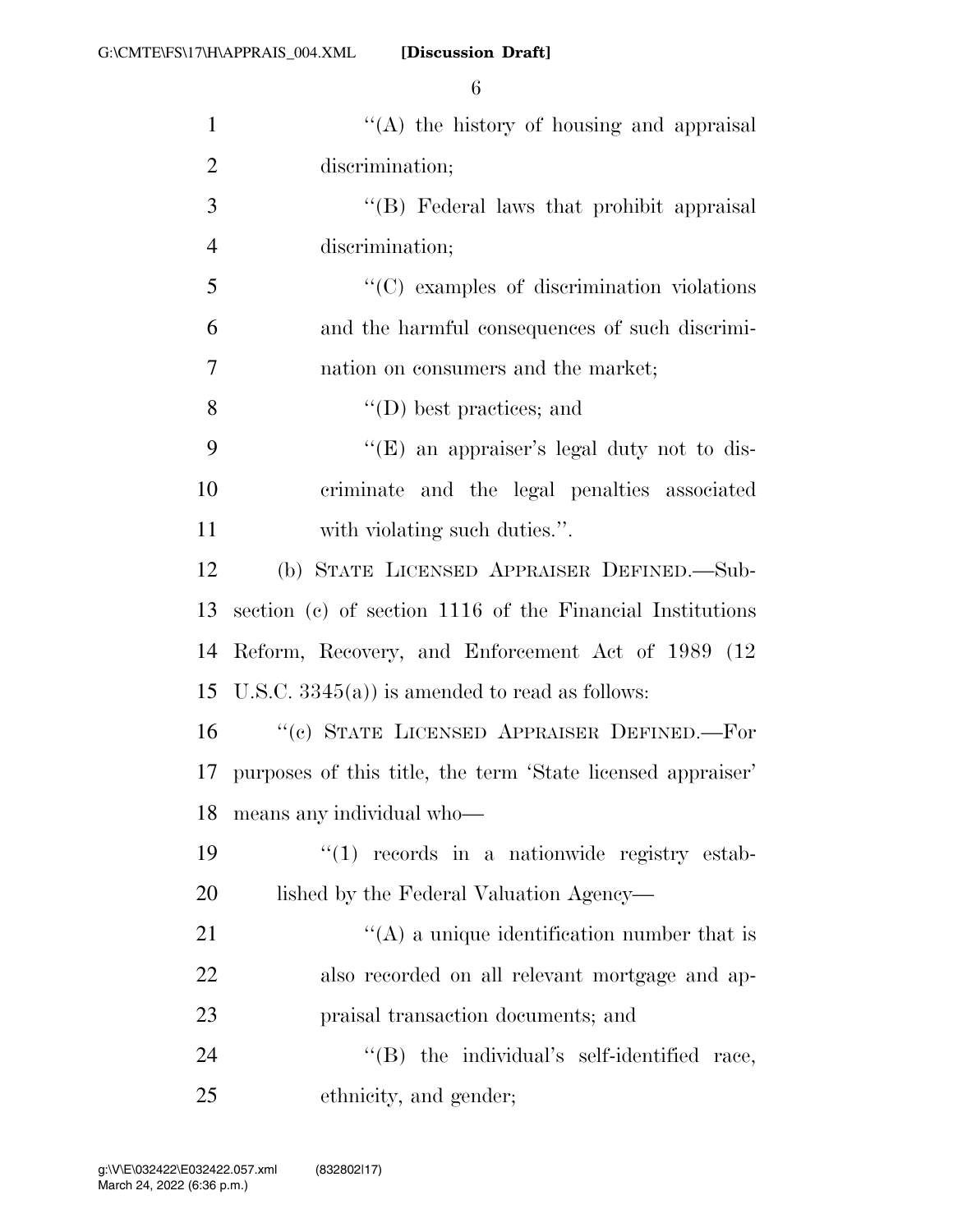''(A) the history of housing and appraisal discrimination;

''(B) Federal laws that prohibit appraisal discrimination;

''(C) examples of discrimination violations and the harmful consequences of such discrimination on consumers and the market;

''(D) best practices; and

''(E) an appraiser's legal duty not to discriminate and the legal penalties associated with violating such duties.''.

(b) STATE LICENSED APPRAISER DEFINED.—Subsection (c) of section 1116 of the Financial Institutions Reform, Recovery, and Enforcement Act of 1989 (12 U.S.C. 3345(a)) is amended to read as follows:

''(c) STATE LICENSED APPRAISER DEFINED.—For purposes of this title, the term 'State licensed appraiser' means any individual who—

''(1) records in a nationwide registry established by the Federal Valuation Agency—

''(A) a unique identification number that is also recorded on all relevant mortgage and appraisal transaction documents; and

''(B) the individual's self-identified race, ethnicity, and gender;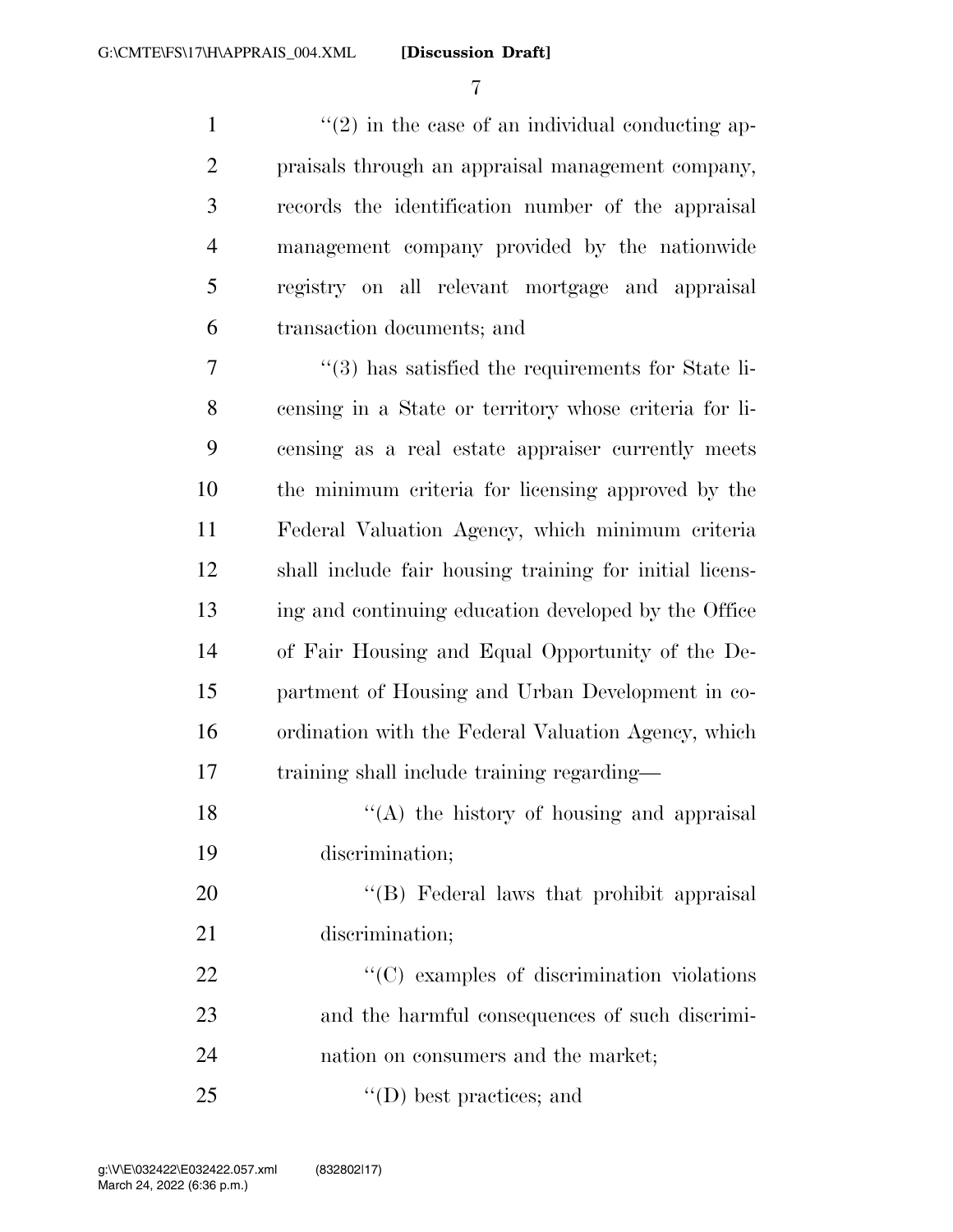"(2) in the case of an individual conducting appraisals through an appraisal management company, records the identification number of the appraisal management company provided by the nationwide registry on all relevant mortgage and appraisal transaction documents; and

"(3) has satisfied the requirements for State licensing in a State or territory whose criteria for licensing as a real estate appraiser currently meets the minimum criteria for licensing approved by the Federal Valuation Agency, which minimum criteria shall include fair housing training for initial licensing and continuing education developed by the Office of Fair Housing and Equal Opportunity of the Department of Housing and Urban Development in coordination with the Federal Valuation Agency, which training shall include training regarding—

"(A) the history of housing and appraisal discrimination;

"(B) Federal laws that prohibit appraisal discrimination;

"(C) examples of discrimination violations and the harmful consequences of such discrimination on consumers and the market;

"(D) best practices; and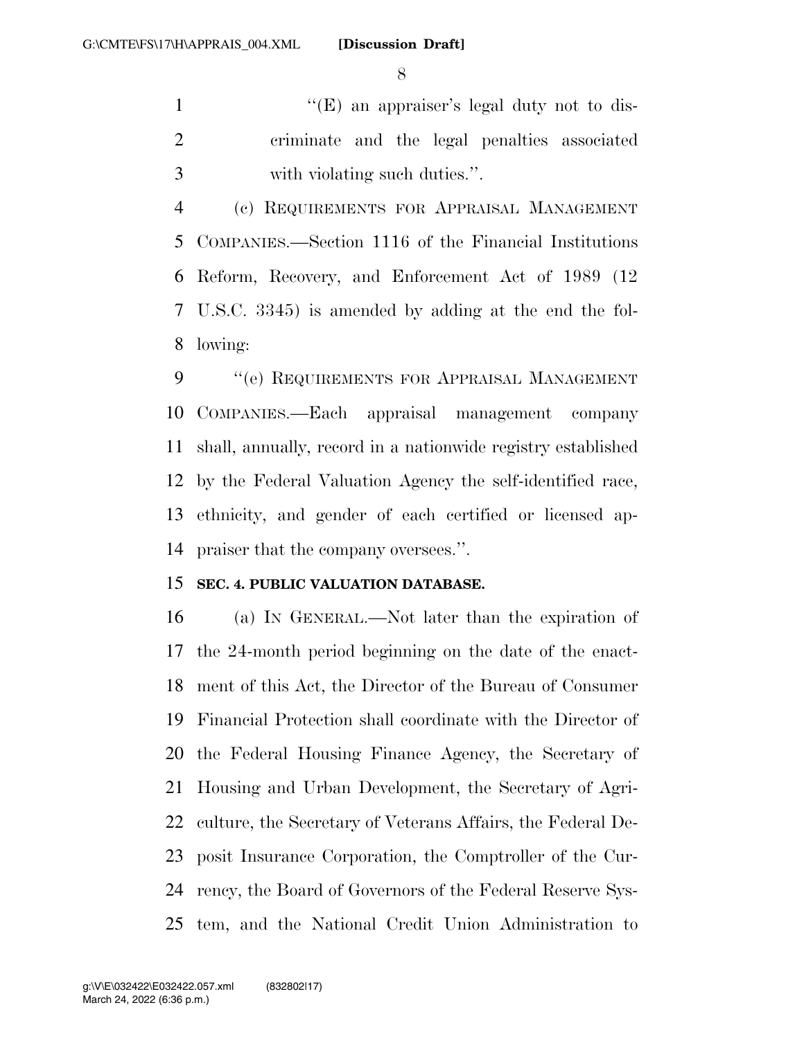"(E) an appraiser's legal duty not to discriminate and the legal penalties associated with violating such duties.".

(c) REQUIREMENTS FOR APPRAISAL MANAGEMENT COMPANIES.—Section 1116 of the Financial Institutions Reform, Recovery, and Enforcement Act of 1989 (12 U.S.C. 3345) is amended by adding at the end the following:

"(e) REQUIREMENTS FOR APPRAISAL MANAGEMENT COMPANIES.—Each appraisal management company shall, annually, record in a nationwide registry established by the Federal Valuation Agency the self-identified race, ethnicity, and gender of each certified or licensed appraiser that the company oversees.".

**SEC. 4. PUBLIC VALUATION DATABASE.**

(a) IN GENERAL.—Not later than the expiration of the 24-month period beginning on the date of the enactment of this Act, the Director of the Bureau of Consumer Financial Protection shall coordinate with the Director of the Federal Housing Finance Agency, the Secretary of Housing and Urban Development, the Secretary of Agriculture, the Secretary of Veterans Affairs, the Federal Deposit Insurance Corporation, the Comptroller of the Currency, the Board of Governors of the Federal Reserve System, and the National Credit Union Administration to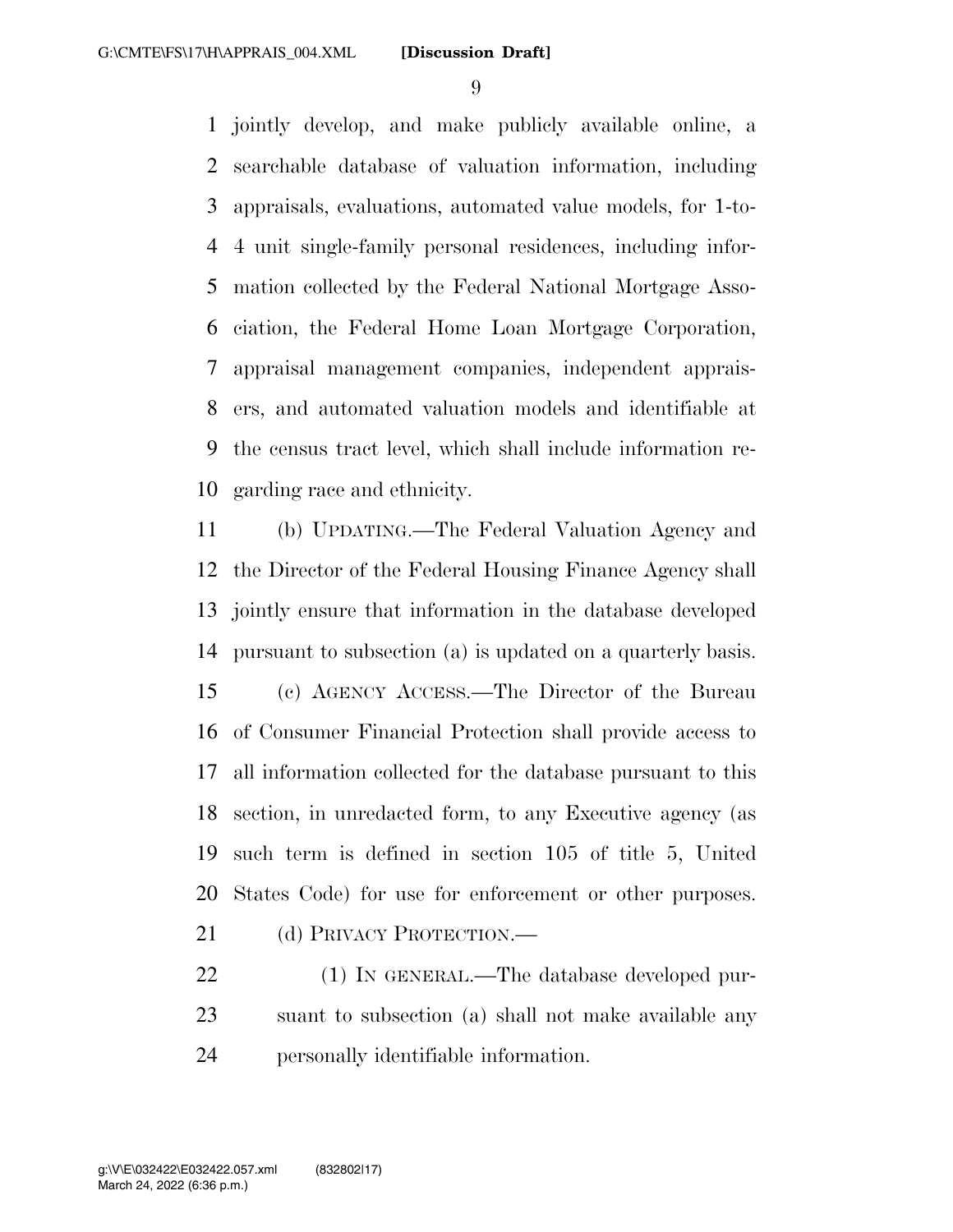jointly develop, and make publicly available online, a searchable database of valuation information, including appraisals, evaluations, automated value models, for 1-to-4 unit single-family personal residences, including information collected by the Federal National Mortgage Association, the Federal Home Loan Mortgage Corporation, appraisal management companies, independent appraisers, and automated valuation models and identifiable at the census tract level, which shall include information regarding race and ethnicity.

(b) UPDATING.—The Federal Valuation Agency and the Director of the Federal Housing Finance Agency shall jointly ensure that information in the database developed pursuant to subsection (a) is updated on a quarterly basis.

(c) AGENCY ACCESS.—The Director of the Bureau of Consumer Financial Protection shall provide access to all information collected for the database pursuant to this section, in unredacted form, to any Executive agency (as such term is defined in section 105 of title 5, United States Code) for use for enforcement or other purposes.

(d) PRIVACY PROTECTION.—

(1) IN GENERAL.—The database developed pursuant to subsection (a) shall not make available any personally identifiable information.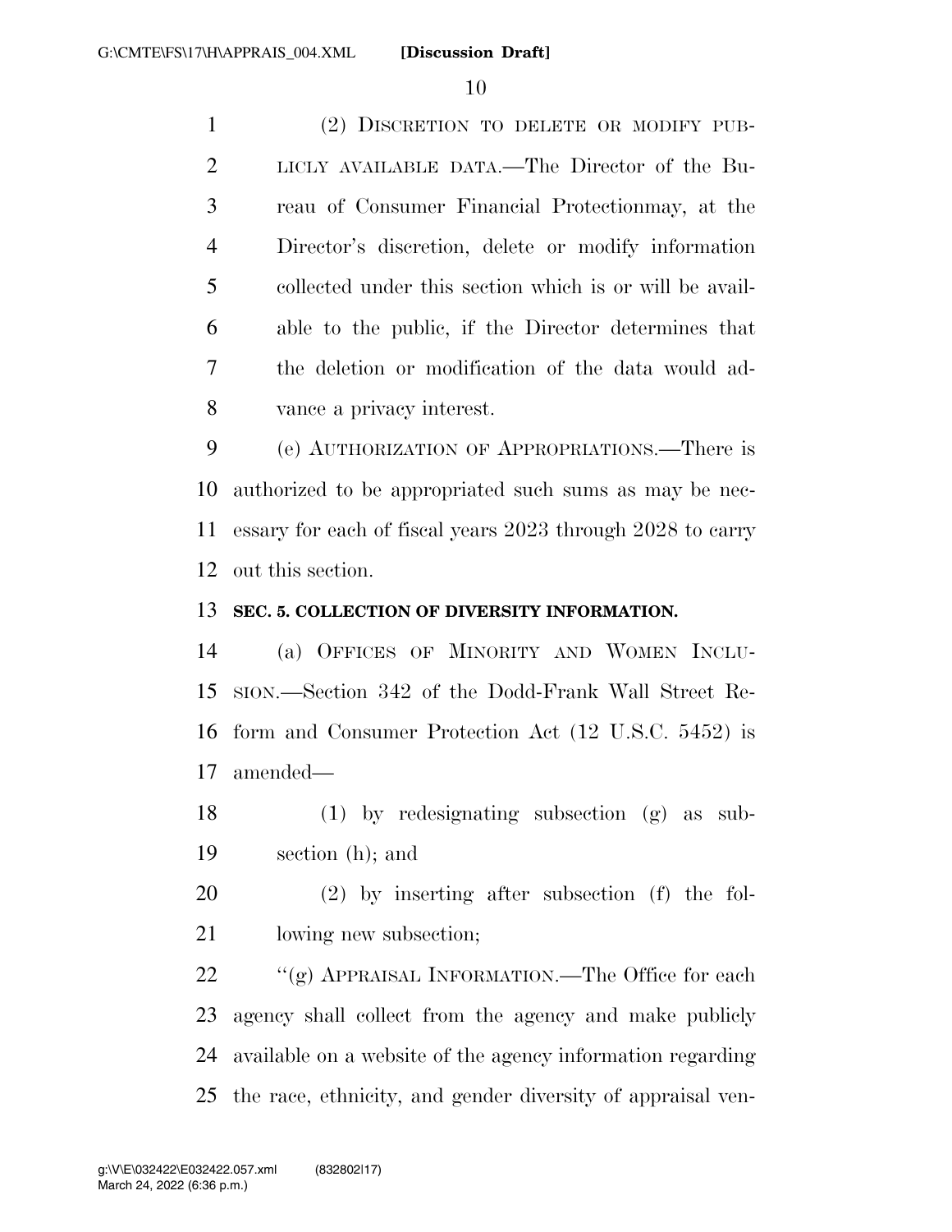(2) DISCRETION TO DELETE OR MODIFY PUBLICLY AVAILABLE DATA.—The Director of the Bureau of Consumer Financial Protectionmay, at the Director's discretion, delete or modify information collected under this section which is or will be available to the public, if the Director determines that the deletion or modification of the data would advance a privacy interest.

(e) AUTHORIZATION OF APPROPRIATIONS.—There is authorized to be appropriated such sums as may be necessary for each of fiscal years 2023 through 2028 to carry out this section.

**SEC. 5. COLLECTION OF DIVERSITY INFORMATION.**

(a) OFFICES OF MINORITY AND WOMEN INCLUSION.—Section 342 of the Dodd-Frank Wall Street Reform and Consumer Protection Act (12 U.S.C. 5452) is amended—

(1) by redesignating subsection (g) as subsection (h); and

(2) by inserting after subsection (f) the following new subsection;

''(g) APPRAISAL INFORMATION.—The Office for each agency shall collect from the agency and make publicly available on a website of the agency information regarding the race, ethnicity, and gender diversity of appraisal ven-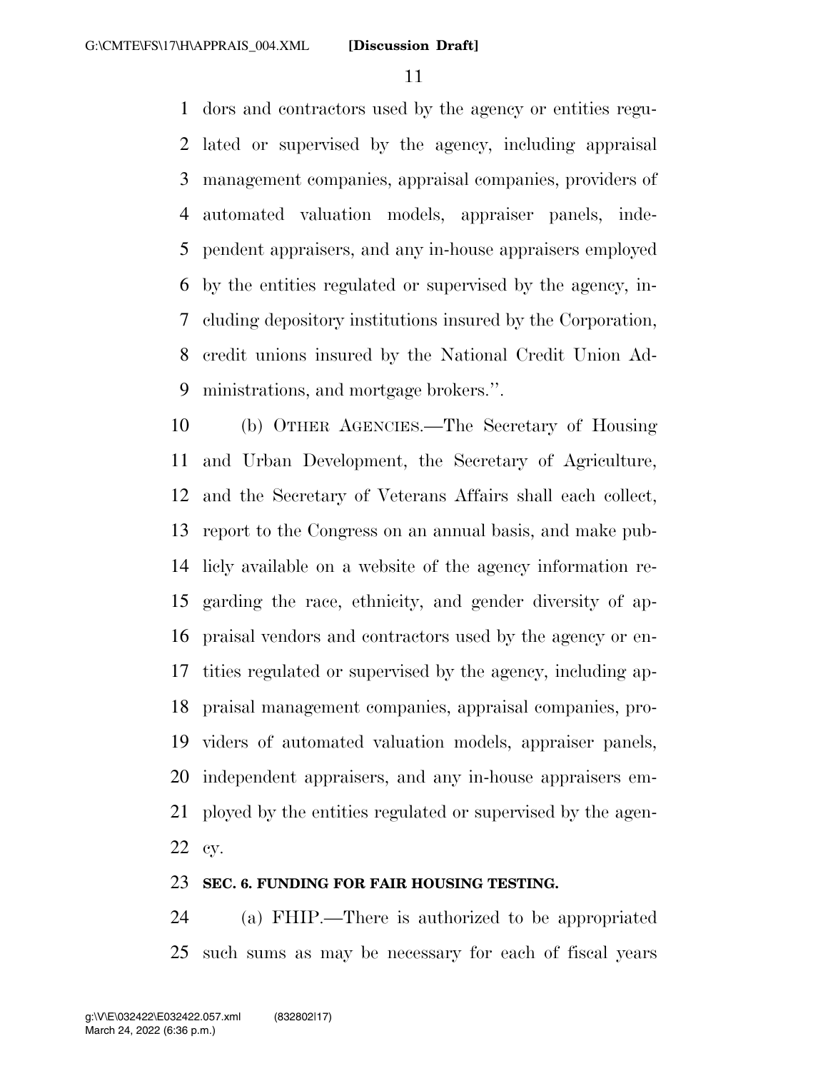dors and contractors used by the agency or entities regulated or supervised by the agency, including appraisal management companies, appraisal companies, providers of automated valuation models, appraiser panels, independent appraisers, and any in-house appraisers employed by the entities regulated or supervised by the agency, including depository institutions insured by the Corporation, credit unions insured by the National Credit Union Administrations, and mortgage brokers.''.

(b) OTHER AGENCIES.—The Secretary of Housing and Urban Development, the Secretary of Agriculture, and the Secretary of Veterans Affairs shall each collect, report to the Congress on an annual basis, and make publicly available on a website of the agency information regarding the race, ethnicity, and gender diversity of appraisal vendors and contractors used by the agency or entities regulated or supervised by the agency, including appraisal management companies, appraisal companies, providers of automated valuation models, appraiser panels, independent appraisers, and any in-house appraisers employed by the entities regulated or supervised by the agency.

**SEC. 6. FUNDING FOR FAIR HOUSING TESTING.**

(a) FHIP.—There is authorized to be appropriated such sums as may be necessary for each of fiscal years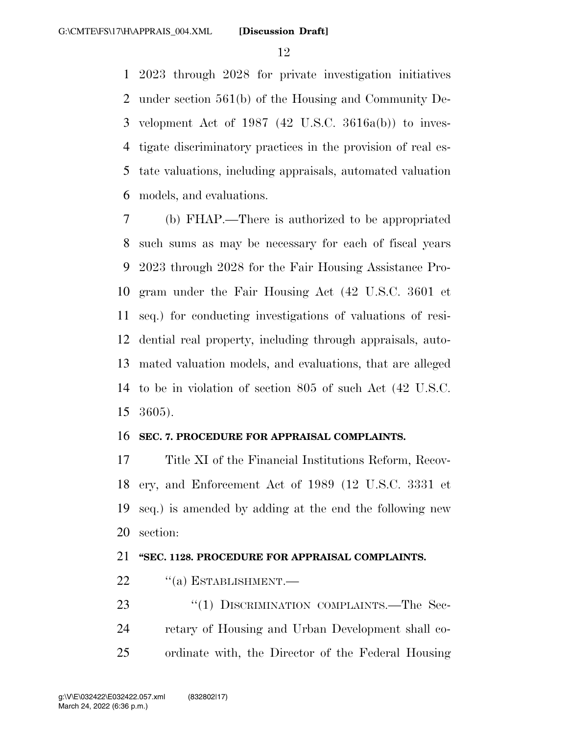2023 through 2028 for private investigation initiatives under section 561(b) of the Housing and Community Development Act of 1987 (42 U.S.C. 3616a(b)) to investigate discriminatory practices in the provision of real estate valuations, including appraisals, automated valuation models, and evaluations.

(b) FHAP.—There is authorized to be appropriated such sums as may be necessary for each of fiscal years 2023 through 2028 for the Fair Housing Assistance Program under the Fair Housing Act (42 U.S.C. 3601 et seq.) for conducting investigations of valuations of residential real property, including through appraisals, automated valuation models, and evaluations, that are alleged to be in violation of section 805 of such Act (42 U.S.C. 3605).

**SEC. 7. PROCEDURE FOR APPRAISAL COMPLAINTS.**

Title XI of the Financial Institutions Reform, Recovery, and Enforcement Act of 1989 (12 U.S.C. 3331 et seq.) is amended by adding at the end the following new section:

**"SEC. 1128. PROCEDURE FOR APPRAISAL COMPLAINTS.**

"(a) ESTABLISHMENT.—

"(1) DISCRIMINATION COMPLAINTS.—The Secretary of Housing and Urban Development shall coordinate with, the Director of the Federal Housing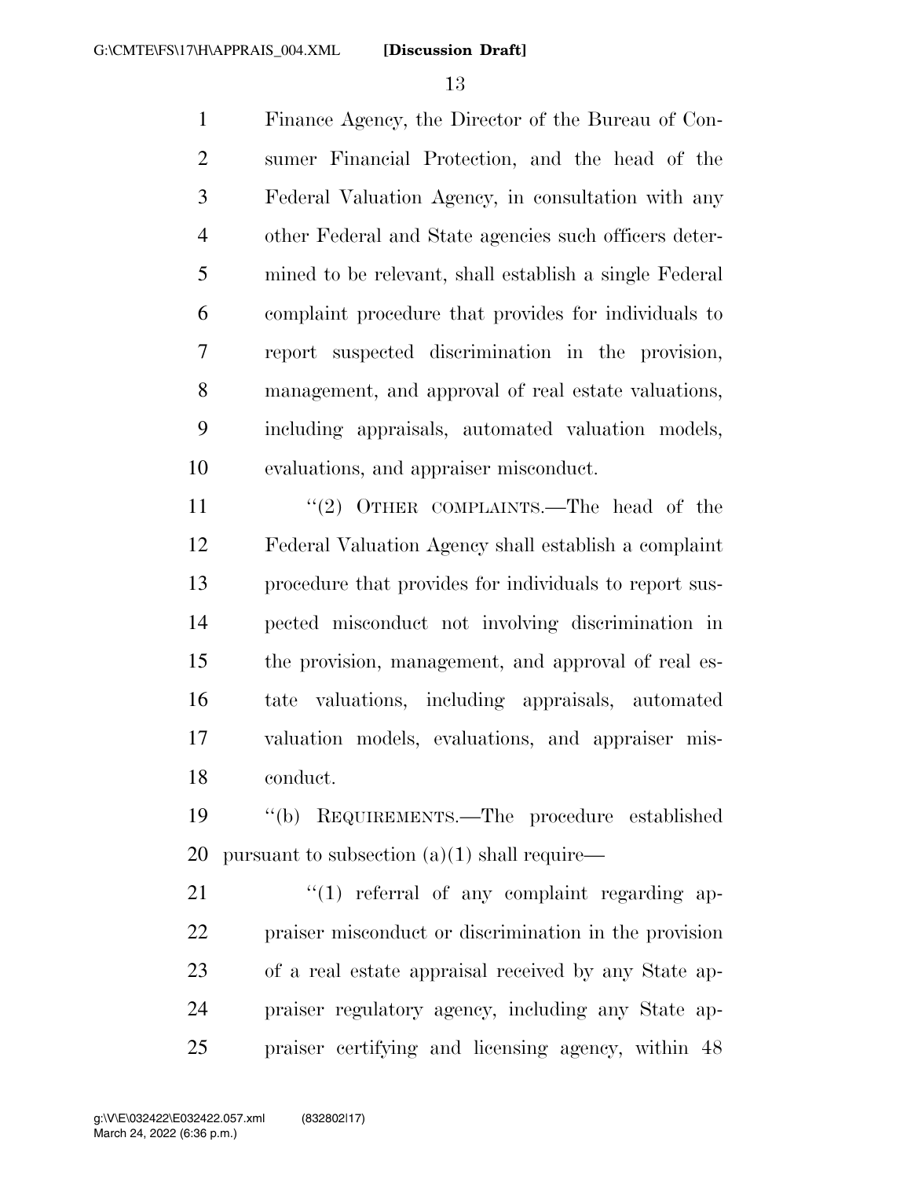Finance Agency, the Director of the Bureau of Consumer Financial Protection, and the head of the Federal Valuation Agency, in consultation with any other Federal and State agencies such officers determined to be relevant, shall establish a single Federal complaint procedure that provides for individuals to report suspected discrimination in the provision, management, and approval of real estate valuations, including appraisals, automated valuation models, evaluations, and appraiser misconduct.

"(2) OTHER COMPLAINTS.—The head of the Federal Valuation Agency shall establish a complaint procedure that provides for individuals to report suspected misconduct not involving discrimination in the provision, management, and approval of real estate valuations, including appraisals, automated valuation models, evaluations, and appraiser misconduct.

"(b) REQUIREMENTS.—The procedure established pursuant to subsection (a)(1) shall require—

"(1) referral of any complaint regarding appraiser misconduct or discrimination in the provision of a real estate appraisal received by any State appraiser regulatory agency, including any State appraiser certifying and licensing agency, within 48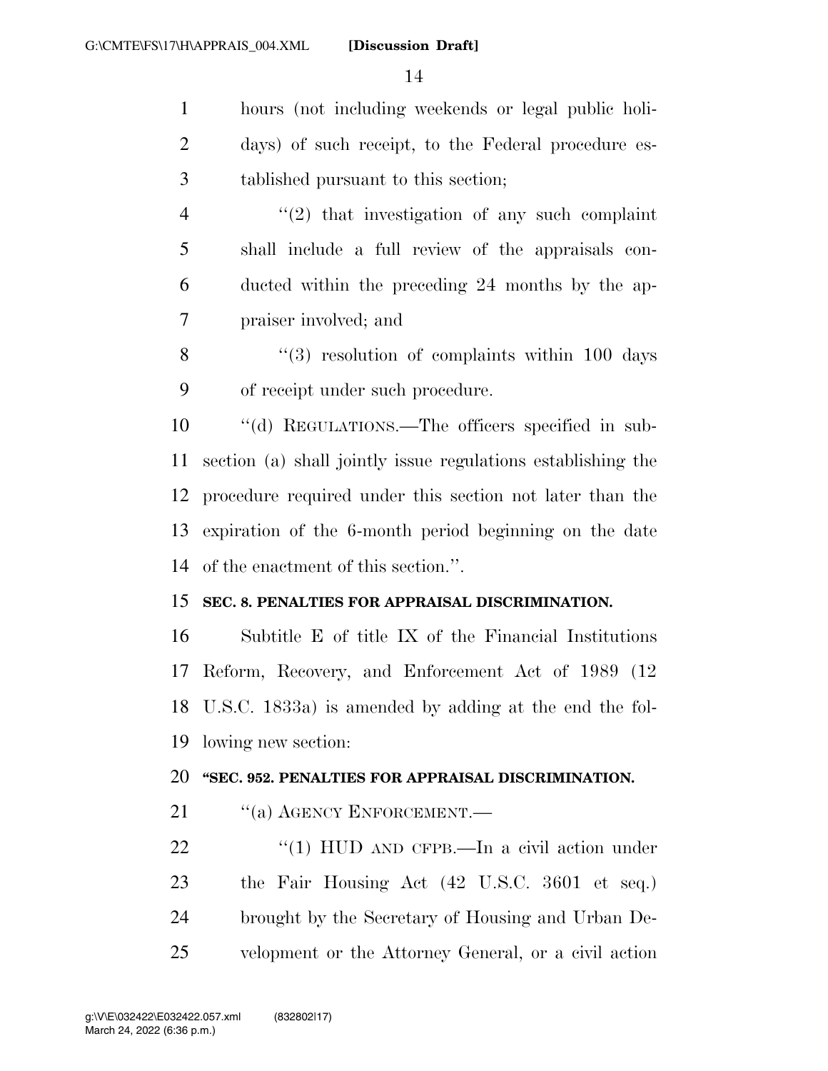hours (not including weekends or legal public holidays) of such receipt, to the Federal procedure established pursuant to this section;

"(2) that investigation of any such complaint shall include a full review of the appraisals conducted within the preceding 24 months by the appraiser involved; and

"(3) resolution of complaints within 100 days of receipt under such procedure.

"(d) REGULATIONS.—The officers specified in subsection (a) shall jointly issue regulations establishing the procedure required under this section not later than the expiration of the 6-month period beginning on the date of the enactment of this section.".

**SEC. 8. PENALTIES FOR APPRAISAL DISCRIMINATION.**

Subtitle E of title IX of the Financial Institutions Reform, Recovery, and Enforcement Act of 1989 (12 U.S.C. 1833a) is amended by adding at the end the following new section:

**"SEC. 952. PENALTIES FOR APPRAISAL DISCRIMINATION.**

"(a) AGENCY ENFORCEMENT.—

"(1) HUD AND CFPB.—In a civil action under the Fair Housing Act (42 U.S.C. 3601 et seq.) brought by the Secretary of Housing and Urban Development or the Attorney General, or a civil action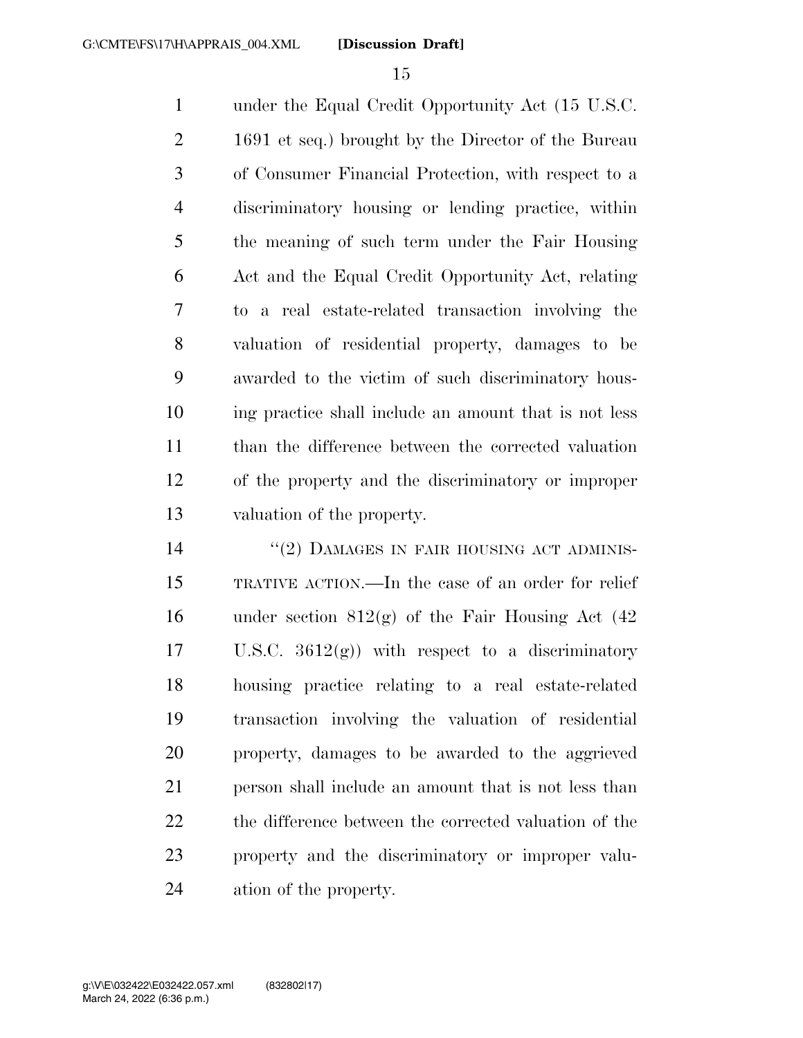under the Equal Credit Opportunity Act (15 U.S.C. 1691 et seq.) brought by the Director of the Bureau of Consumer Financial Protection, with respect to a discriminatory housing or lending practice, within the meaning of such term under the Fair Housing Act and the Equal Credit Opportunity Act, relating to a real estate-related transaction involving the valuation of residential property, damages to be awarded to the victim of such discriminatory housing practice shall include an amount that is not less than the difference between the corrected valuation of the property and the discriminatory or improper valuation of the property.

"(2) DAMAGES IN FAIR HOUSING ACT ADMINISTRATIVE ACTION.—In the case of an order for relief under section 812(g) of the Fair Housing Act (42 U.S.C. 3612(g)) with respect to a discriminatory housing practice relating to a real estate-related transaction involving the valuation of residential property, damages to be awarded to the aggrieved person shall include an amount that is not less than the difference between the corrected valuation of the property and the discriminatory or improper valuation of the property.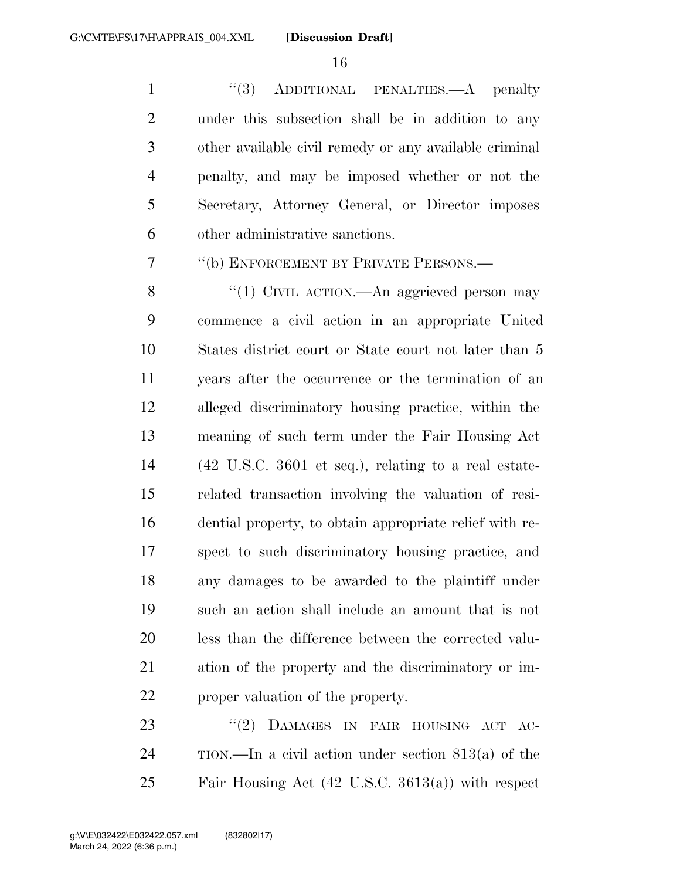"(3) ADDITIONAL PENALTIES.—A penalty under this subsection shall be in addition to any other available civil remedy or any available criminal penalty, and may be imposed whether or not the Secretary, Attorney General, or Director imposes other administrative sanctions.

"(b) ENFORCEMENT BY PRIVATE PERSONS.—

"(1) CIVIL ACTION.—An aggrieved person may commence a civil action in an appropriate United States district court or State court not later than 5 years after the occurrence or the termination of an alleged discriminatory housing practice, within the meaning of such term under the Fair Housing Act (42 U.S.C. 3601 et seq.), relating to a real estate-related transaction involving the valuation of residential property, to obtain appropriate relief with respect to such discriminatory housing practice, and any damages to be awarded to the plaintiff under such an action shall include an amount that is not less than the difference between the corrected valuation of the property and the discriminatory or improper valuation of the property.

"(2) DAMAGES IN FAIR HOUSING ACT ACTION.—In a civil action under section 813(a) of the Fair Housing Act (42 U.S.C. 3613(a)) with respect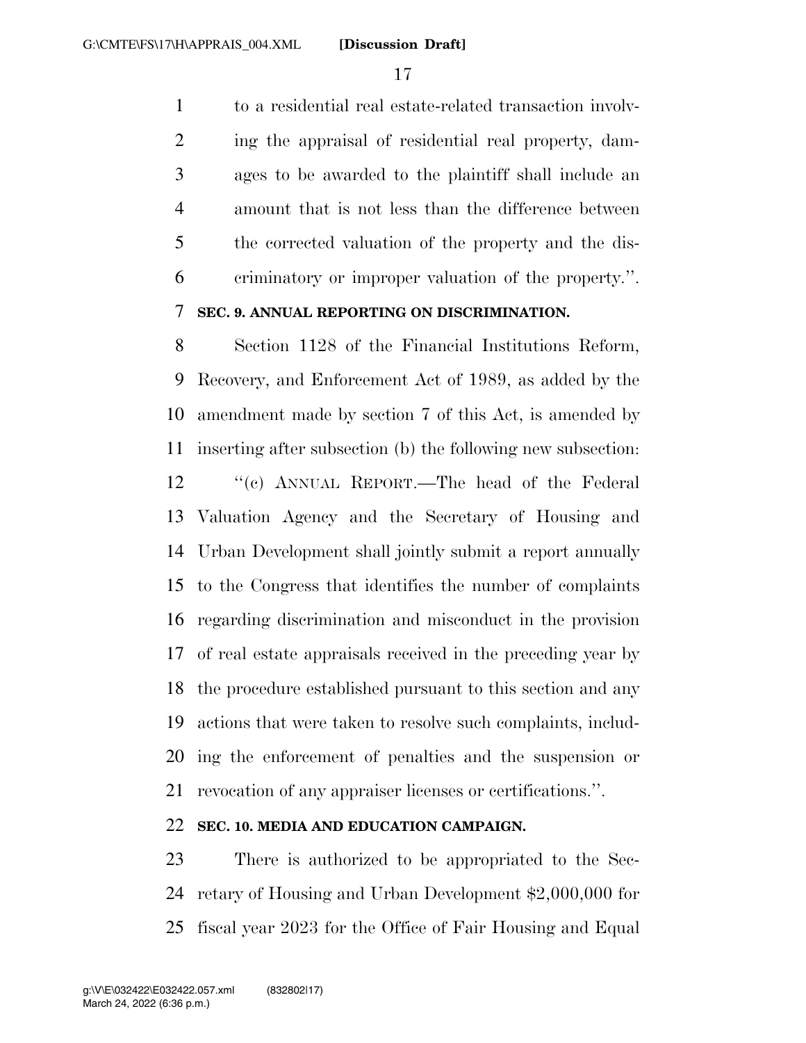to a residential real estate-related transaction involving the appraisal of residential real property, damages to be awarded to the plaintiff shall include an amount that is not less than the difference between the corrected valuation of the property and the discriminatory or improper valuation of the property.''.

**SEC. 9. ANNUAL REPORTING ON DISCRIMINATION.**

Section 1128 of the Financial Institutions Reform, Recovery, and Enforcement Act of 1989, as added by the amendment made by section 7 of this Act, is amended by inserting after subsection (b) the following new subsection:

''(c) ANNUAL REPORT.—The head of the Federal Valuation Agency and the Secretary of Housing and Urban Development shall jointly submit a report annually to the Congress that identifies the number of complaints regarding discrimination and misconduct in the provision of real estate appraisals received in the preceding year by the procedure established pursuant to this section and any actions that were taken to resolve such complaints, including the enforcement of penalties and the suspension or revocation of any appraiser licenses or certifications.''.

**SEC. 10. MEDIA AND EDUCATION CAMPAIGN.**

There is authorized to be appropriated to the Secretary of Housing and Urban Development $2,000,000 for fiscal year 2023 for the Office of Fair Housing and Equal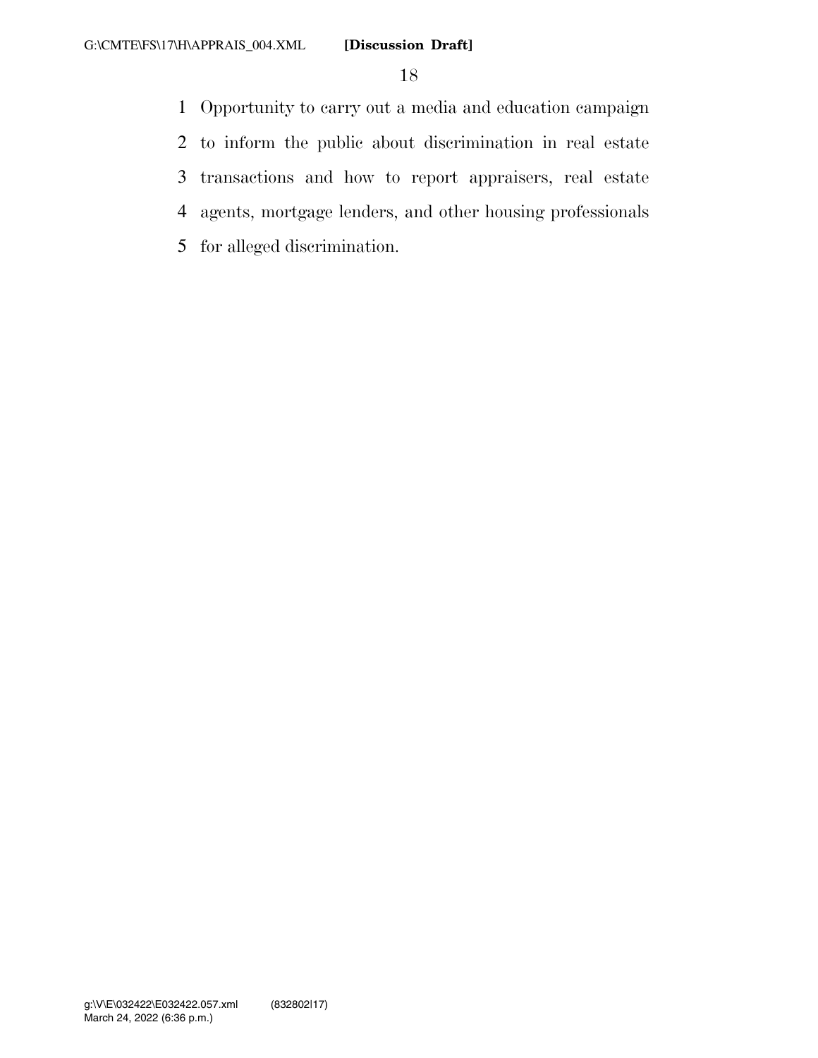Opportunity to carry out a media and education campaign to inform the public about discrimination in real estate transactions and how to report appraisers, real estate agents, mortgage lenders, and other housing professionals for alleged discrimination.